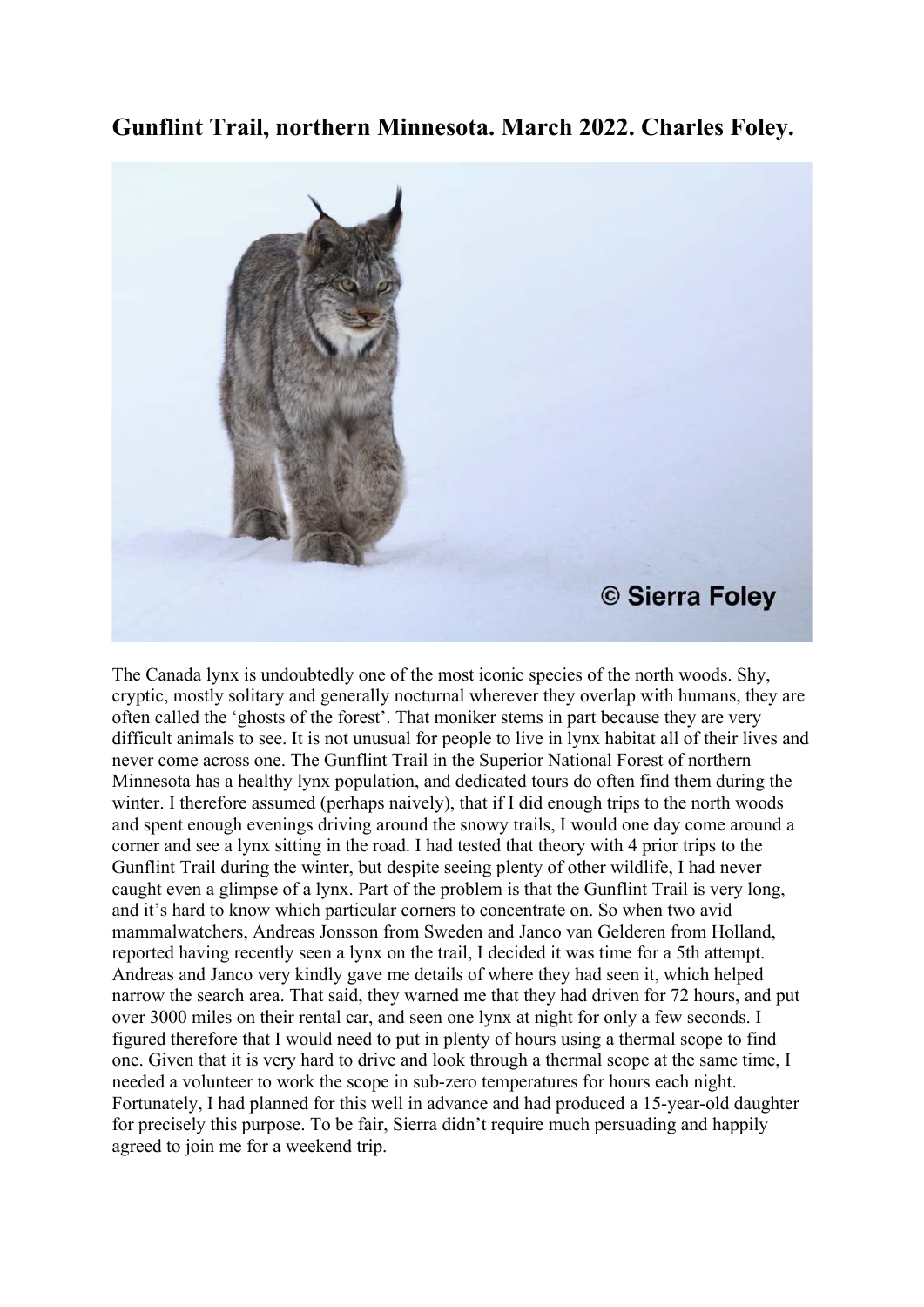## Gunflint Trail, northern Minnesota. March 2022. Charles Foley.

The Canada lynx is undoubtedly one of the most iconic species of the north woods. Shy, cryptic, mostly solitary and generally nocturnal wherever they overlap with humans, they are often called the 'ghosts of the forest'. That moniker stems in part because they are very difficult animals to see. It is not unusual for people to live in lynx habitat all of their lives and never come across one. The Gunflint Trail in the Superior National Forest of northern Minnesota has a healthy lynx population, and dedicated tours do often find them during the winter. I therefore assumed (perhaps naively), that if I did enough trips to the north woods and spent enough evenings driving around the snowy trails, I would one day come around a corner and see a lynx sitting in the road. I had tested that theory with 4 prior trips to the Gunflint Trail during the winter, but despite seeing plenty of other wildlife, I had never caught even a glimpse of a lynx. Part of the problem is that the Gunflint Trail is very long, and it's hard to know which particular corners to concentrate on. So when two avid mammalwatchers, Andreas Jonsson from Sweden and Janco van Gelderen from Holland, reported having recently seen a lynx on the trail, I decided it was time for a 5th attempt. Andreas and Janco very kindly gave me details of where they had seen it, which helped narrow the search area. That said, they warned me that they had driven for 72 hours, and put over 3000 miles on their rental car, and seen one lynx at night for only a few seconds. I figured therefore that I would need to put in plenty of hours using a thermal scope to find one. Given that it is very hard to drive and look through a thermal scope at the same time, I needed a volunteer to work the scope in sub-zero temperatures for hours each night. Fortunately, I had planned for this well in advance and had produced a 15-year-old daughter for precisely this purpose. To be fair, Sierra didn't require much persuading and happily agreed to join me for a weekend trip.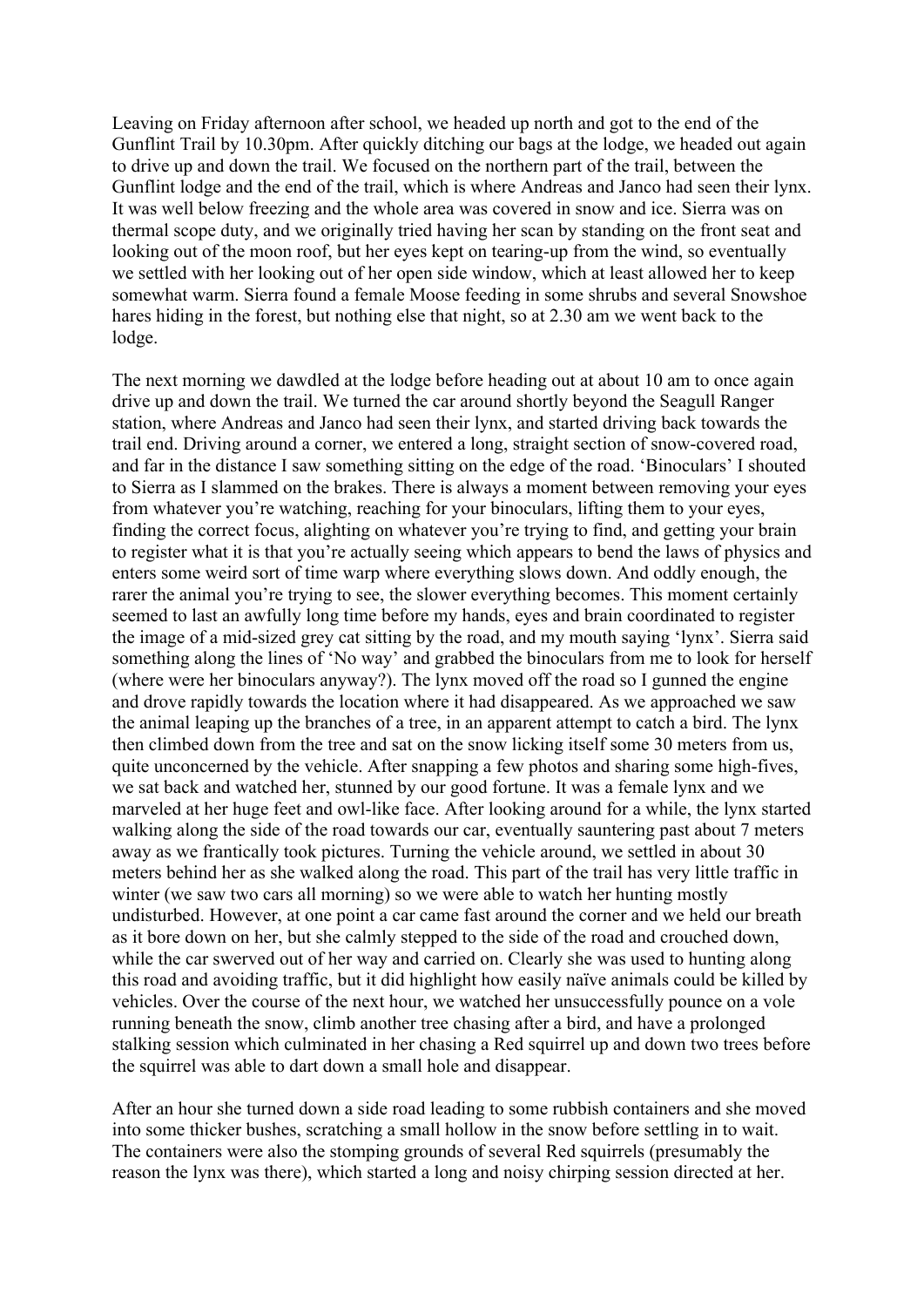Leaving on Friday afternoon after school, we headed up north and got to the end of the Gunflint Trail by 10.30pm. After quickly ditching our bags at the lodge, we headed out again to drive up and down the trail. We focused on the northern part of the trail, between the Gunflint lodge and the end of the trail, which is where Andreas and Janco had seen their lynx. It was well below freezing and the whole area was covered in snow and ice. Sierra was on thermal scope duty, and we originally tried having her scan by standing on the front seat and looking out of the moon roof, but her eyes kept on tearing-up from the wind, so eventually we settled with her looking out of her open side window, which at least allowed her to keep somewhat warm. Sierra found a female Moose feeding in some shrubs and several Snowshoe hares hiding in the forest, but nothing else that night, so at 2.30 am we went back to the lodge.

The next morning we dawdled at the lodge before heading out at about 10 am to once again drive up and down the trail. We turned the car around shortly beyond the Seagull Ranger station, where Andreas and Janco had seen their lynx, and started driving back towards the trail end. Driving around a corner, we entered a long, straight section of snow-covered road, and far in the distance I saw something sitting on the edge of the road. 'Binoculars' I shouted to Sierra as I slammed on the brakes. There is always a moment between removing your eyes from whatever you're watching, reaching for your binoculars, lifting them to your eyes, finding the correct focus, alighting on whatever you're trying to find, and getting your brain to register what it is that you're actually seeing which appears to bend the laws of physics and enters some weird sort of time warp where everything slows down. And oddly enough, the rarer the animal you're trying to see, the slower everything becomes. This moment certainly seemed to last an awfully long time before my hands, eyes and brain coordinated to register the image of a mid-sized grey cat sitting by the road, and my mouth saying 'lynx'. Sierra said something along the lines of 'No way' and grabbed the binoculars from me to look for herself (where were her binoculars anyway?). The lynx moved off the road so I gunned the engine and drove rapidly towards the location where it had disappeared. As we approached we saw the animal leaping up the branches of a tree, in an apparent attempt to catch a bird. The lynx then climbed down from the tree and sat on the snow licking itself some 30 meters from us, quite unconcerned by the vehicle. After snapping a few photos and sharing some high-fives, we sat back and watched her, stunned by our good fortune. It was a female lynx and we marveled at her huge feet and owl-like face. After looking around for a while, the lynx started walking along the side of the road towards our car, eventually sauntering past about 7 meters away as we frantically took pictures. Turning the vehicle around, we settled in about 30 meters behind her as she walked along the road. This part of the trail has very little traffic in winter (we saw two cars all morning) so we were able to watch her hunting mostly undisturbed. However, at one point a car came fast around the corner and we held our breath as it bore down on her, but she calmly stepped to the side of the road and crouched down, while the car swerved out of her way and carried on. Clearly she was used to hunting along this road and avoiding traffic, but it did highlight how easily naïve animals could be killed by vehicles. Over the course of the next hour, we watched her unsuccessfully pounce on a vole running beneath the snow, climb another tree chasing after a bird, and have a prolonged stalking session which culminated in her chasing a Red squirrel up and down two trees before the squirrel was able to dart down a small hole and disappear.

After an hour she turned down a side road leading to some rubbish containers and she moved into some thicker bushes, scratching a small hollow in the snow before settling in to wait. The containers were also the stomping grounds of several Red squirrels (presumably the reason the lynx was there), which started a long and noisy chirping session directed at her.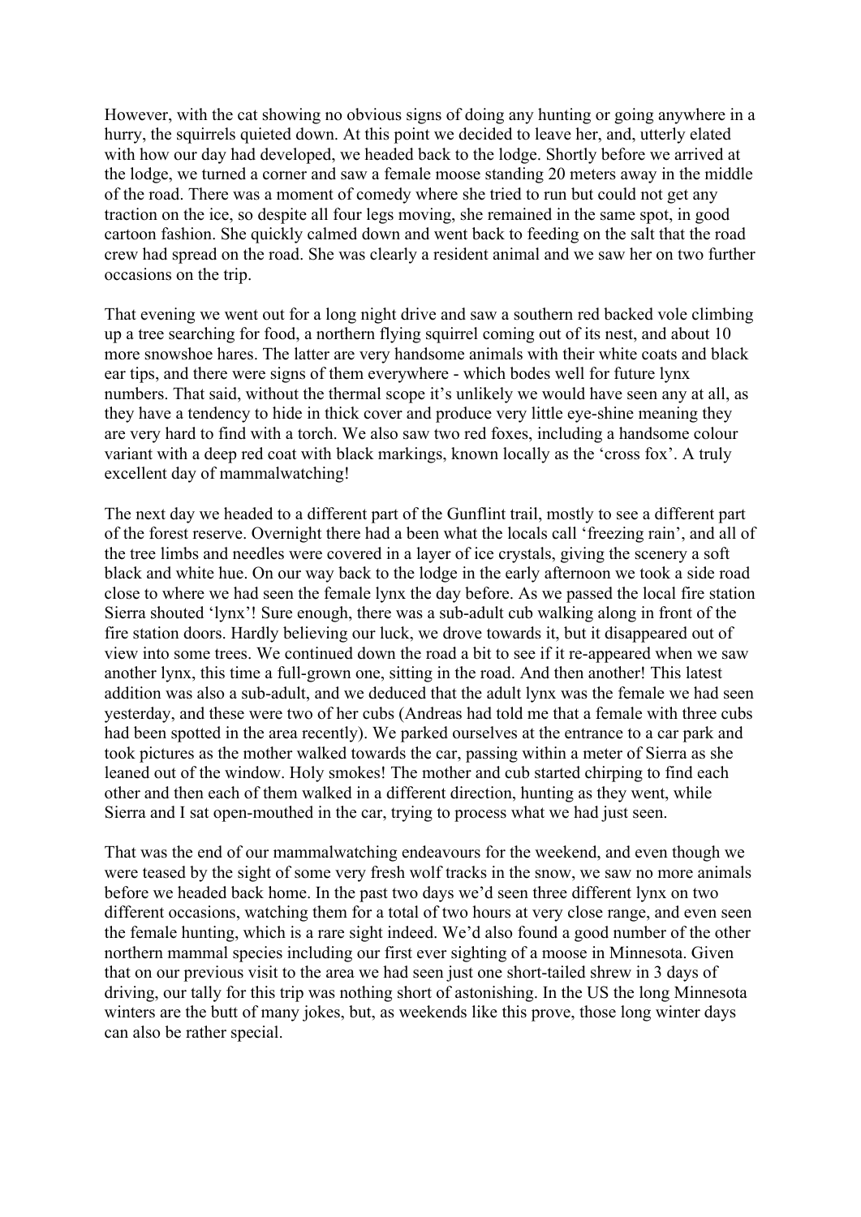However, with the cat showing no obvious signs of doing any hunting or going anywhere in a hurry, the squirrels quieted down. At this point we decided to leave her, and, utterly elated with how our day had developed, we headed back to the lodge. Shortly before we arrived at the lodge, we turned a corner and saw a female moose standing 20 meters away in the middle of the road. There was a moment of comedy where she tried to run but could not get any traction on the ice, so despite all four legs moving, she remained in the same spot, in good cartoon fashion. She quickly calmed down and went back to feeding on the salt that the road crew had spread on the road. She was clearly a resident animal and we saw her on two further occasions on the trip.

That evening we went out for a long night drive and saw a southern red backed vole climbing up a tree searching for food, a northern flying squirrel coming out of its nest, and about 10 more snowshoe hares. The latter are very handsome animals with their white coats and black ear tips, and there were signs of them everywhere - which bodes well for future lynx numbers. That said, without the thermal scope it's unlikely we would have seen any at all, as they have a tendency to hide in thick cover and produce very little eye-shine meaning they are very hard to find with a torch. We also saw two red foxes, including a handsome colour variant with a deep red coat with black markings, known locally as the 'cross fox'. A truly excellent day of mammalwatching!

The next day we headed to a different part of the Gunflint trail, mostly to see a different part of the forest reserve. Overnight there had a been what the locals call 'freezing rain', and all of the tree limbs and needles were covered in a layer of ice crystals, giving the scenery a soft black and white hue. On our way back to the lodge in the early afternoon we took a side road close to where we had seen the female lynx the day before. As we passed the local fire station Sierra shouted 'lynx'! Sure enough, there was a sub-adult cub walking along in front of the fire station doors. Hardly believing our luck, we drove towards it, but it disappeared out of view into some trees. We continued down the road a bit to see if it re-appeared when we saw another lynx, this time a full-grown one, sitting in the road. And then another! This latest addition was also a sub-adult, and we deduced that the adult lynx was the female we had seen yesterday, and these were two of her cubs (Andreas had told me that a female with three cubs had been spotted in the area recently). We parked ourselves at the entrance to a car park and took pictures as the mother walked towards the car, passing within a meter of Sierra as she leaned out of the window. Holy smokes! The mother and cub started chirping to find each other and then each of them walked in a different direction, hunting as they went, while Sierra and I sat open-mouthed in the car, trying to process what we had just seen.

That was the end of our mammalwatching endeavours for the weekend, and even though we were teased by the sight of some very fresh wolf tracks in the snow, we saw no more animals before we headed back home. In the past two days we'd seen three different lynx on two different occasions, watching them for a total of two hours at very close range, and even seen the female hunting, which is a rare sight indeed. We'd also found a good number of the other northern mammal species including our first ever sighting of a moose in Minnesota. Given that on our previous visit to the area we had seen just one short-tailed shrew in 3 days of driving, our tally for this trip was nothing short of astonishing. In the US the long Minnesota winters are the butt of many jokes, but, as weekends like this prove, those long winter days can also be rather special.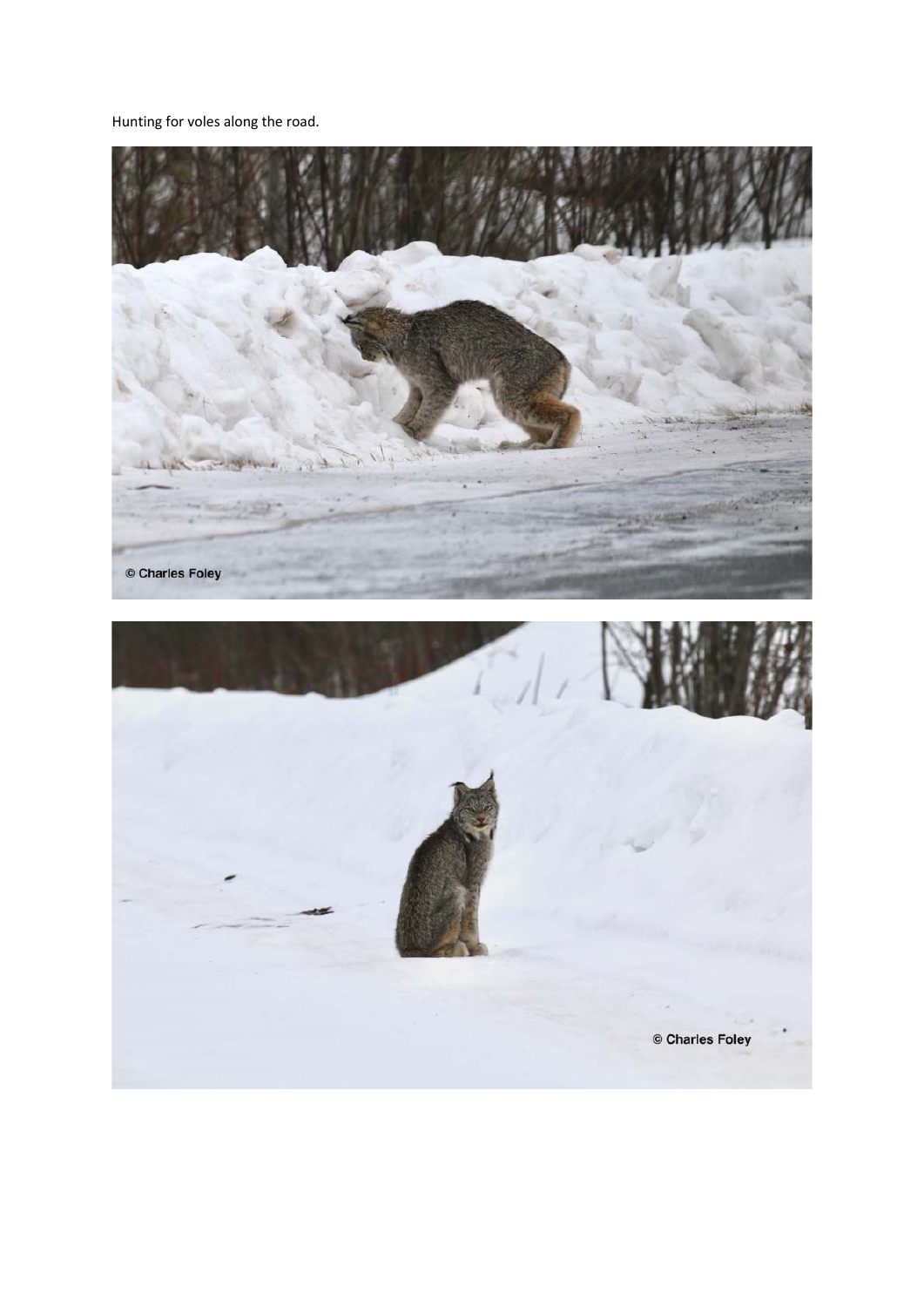Hunting for voles along the road.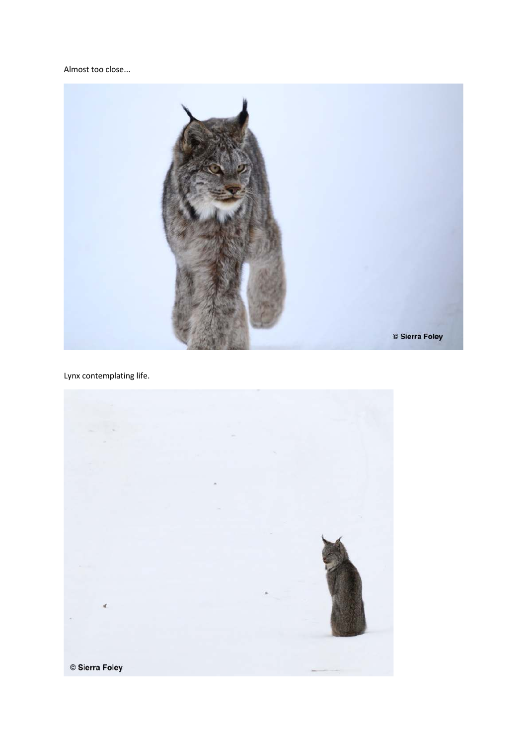Almost too close...

Lynx contemplating life.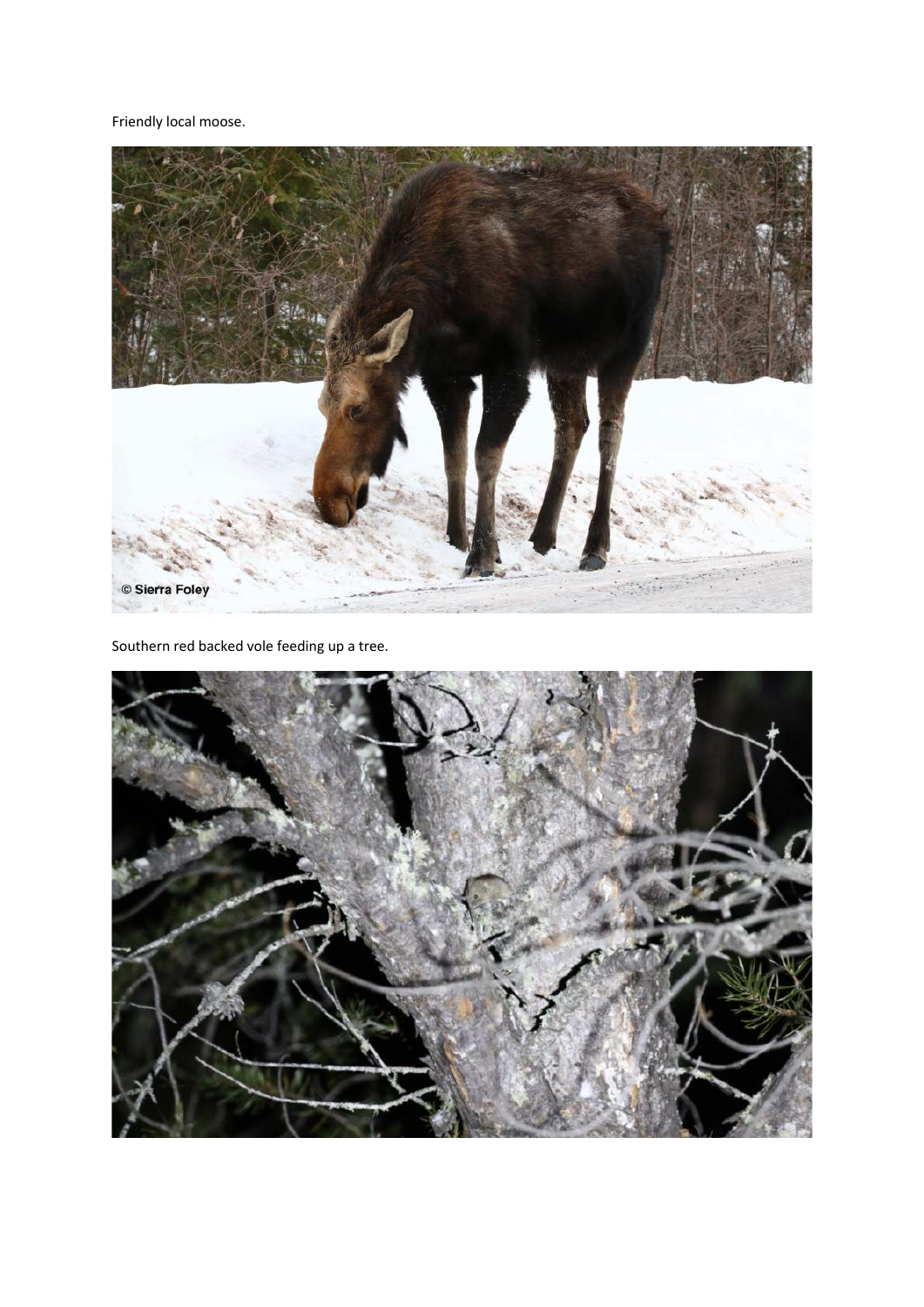Friendly local moose.

Southern red backed vole feeding up a tree.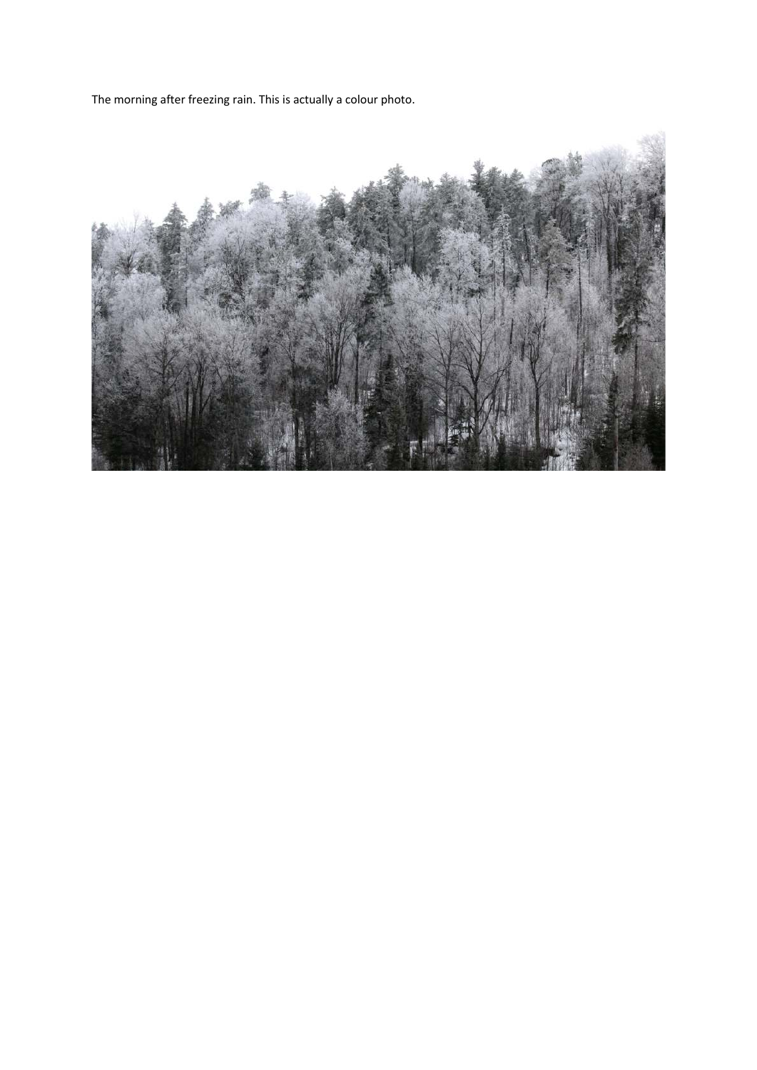The morning after freezing rain. This is actually a colour photo.